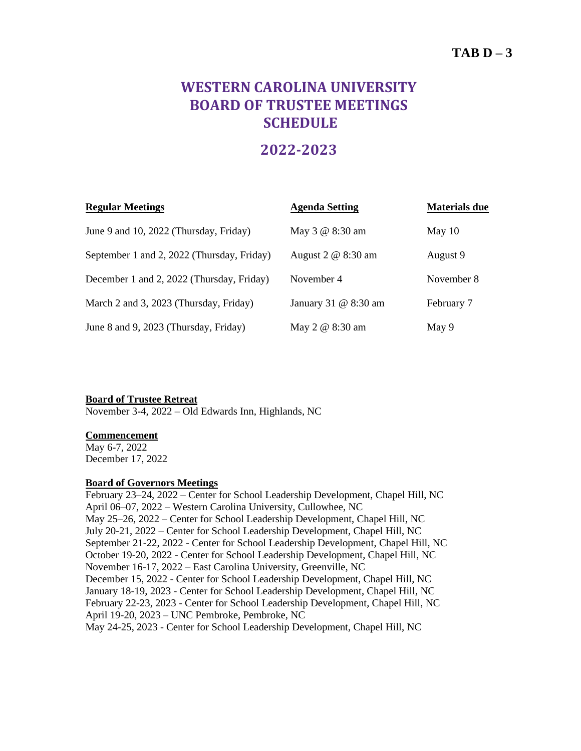**TAB D – 3**

# WESTERN CAROLINA UNIVERSITY BOARD OF TRUSTEE MEETINGS SCHEDULE

## 2022-2023

| Regular Meetings | Agenda Setting | Materials due |
|---|---|---|
| June 9 and 10, 2022 (Thursday, Friday) | May 3 @ 8:30 am | May 10 |
| September 1 and 2, 2022 (Thursday, Friday) | August 2 @ 8:30 am | August 9 |
| December 1 and 2, 2022 (Thursday, Friday) | November 4 | November 8 |
| March 2 and 3, 2023 (Thursday, Friday) | January 31 @ 8:30 am | February 7 |
| June 8 and 9, 2023 (Thursday, Friday) | May 2 @ 8:30 am | May 9 |

**Board of Trustee Retreat**
November 3-4, 2022 – Old Edwards Inn, Highlands, NC

**Commencement**
May 6-7, 2022
December 17, 2022

**Board of Governors Meetings**
February 23–24, 2022 – Center for School Leadership Development, Chapel Hill, NC
April 06–07, 2022 – Western Carolina University, Cullowhee, NC
May 25–26, 2022 – Center for School Leadership Development, Chapel Hill, NC
July 20-21, 2022 – Center for School Leadership Development, Chapel Hill, NC
September 21-22, 2022 - Center for School Leadership Development, Chapel Hill, NC
October 19-20, 2022 - Center for School Leadership Development, Chapel Hill, NC
November 16-17, 2022 – East Carolina University, Greenville, NC
December 15, 2022 - Center for School Leadership Development, Chapel Hill, NC
January 18-19, 2023 - Center for School Leadership Development, Chapel Hill, NC
February 22-23, 2023 - Center for School Leadership Development, Chapel Hill, NC
April 19-20, 2023 – UNC Pembroke, Pembroke, NC
May 24-25, 2023 - Center for School Leadership Development, Chapel Hill, NC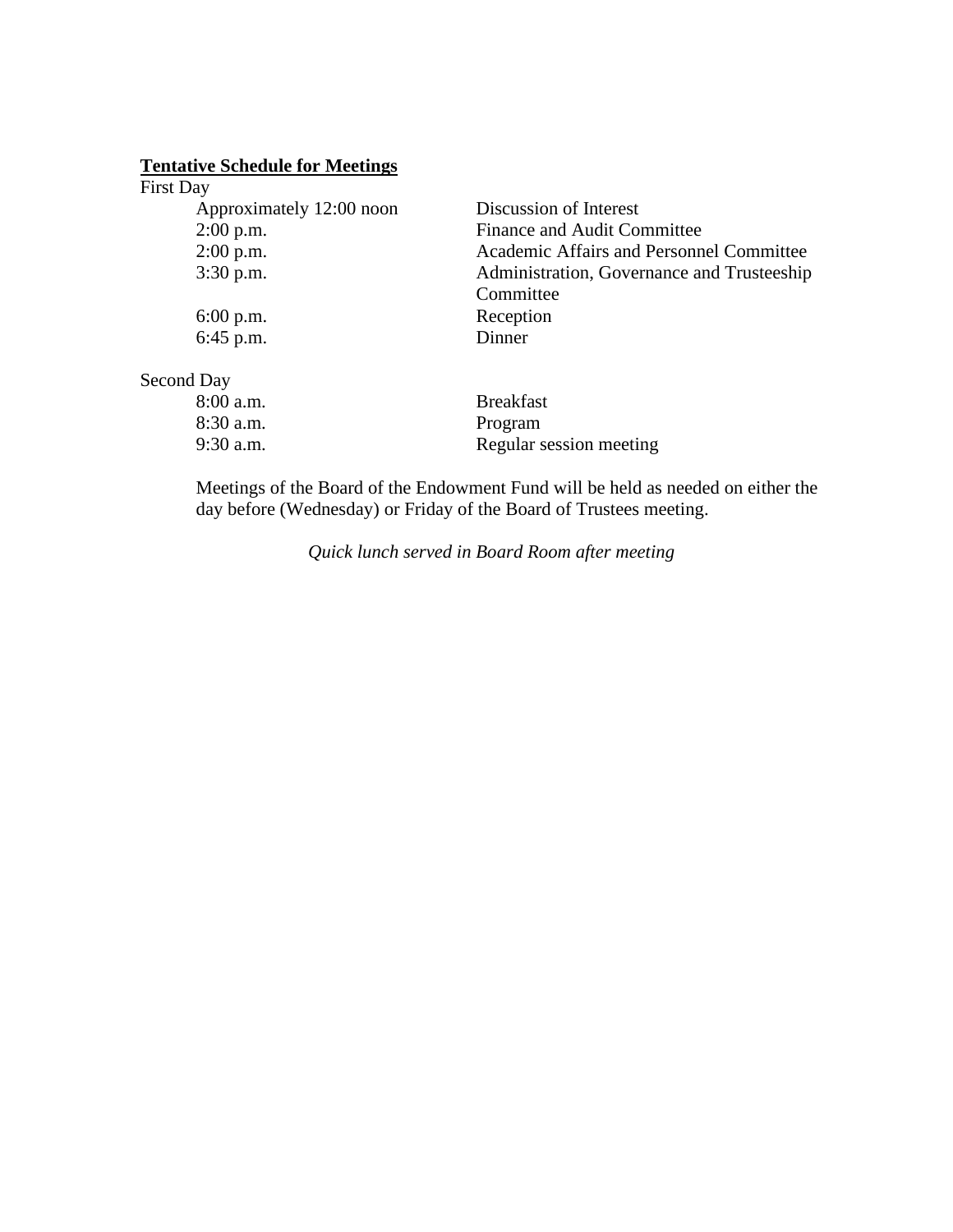**<u>Tentative Schedule for Meetings</u>**

First Day

| | |
|---|---|
| Approximately 12:00 noon | Discussion of Interest |
| 2:00 p.m. | Finance and Audit Committee |
| 2:00 p.m. | Academic Affairs and Personnel Committee |
| 3:30 p.m. | Administration, Governance and Trusteeship Committee |
| 6:00 p.m. | Reception |
| 6:45 p.m. | Dinner |

Second Day

| | |
|---|---|
| 8:00 a.m. | Breakfast |
| 8:30 a.m. | Program |
| 9:30 a.m. | Regular session meeting |

Meetings of the Board of the Endowment Fund will be held as needed on either the day before (Wednesday) or Friday of the Board of Trustees meeting.

*Quick lunch served in Board Room after meeting*